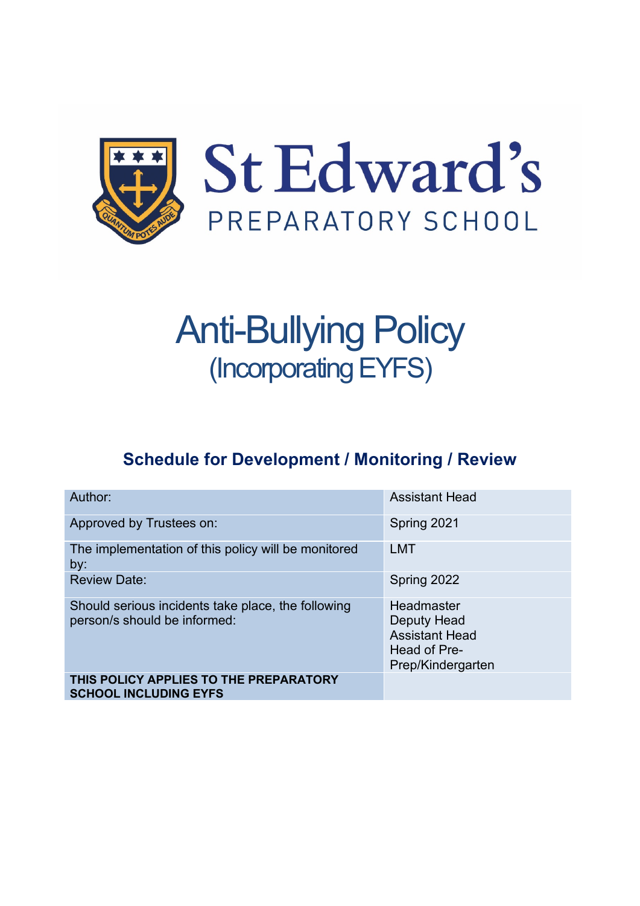St Edward's
PREPARATORY SCHOOL

# Anti-Bullying Policy
## (Incorporating EYFS)

### Schedule for Development / Monitoring / Review

| | |
|---|---|
| Author: | Assistant Head |
| Approved by Trustees on: | Spring 2021 |
| The implementation of this policy will be monitored by: | LMT |
| Review Date: | Spring 2022 |
| Should serious incidents take place, the following person/s should be informed: | Headmaster<br>Deputy Head<br>Assistant Head<br>Head of Pre-Prep/Kindergarten |
| **THIS POLICY APPLIES TO THE PREPARATORY SCHOOL INCLUDING EYFS** | |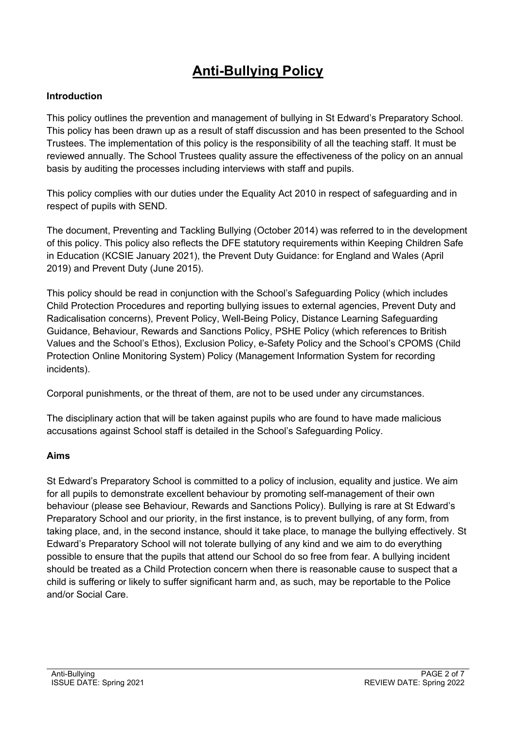# Anti-Bullying Policy

**Introduction**

This policy outlines the prevention and management of bullying in St Edward's Preparatory School. This policy has been drawn up as a result of staff discussion and has been presented to the School Trustees. The implementation of this policy is the responsibility of all the teaching staff. It must be reviewed annually. The School Trustees quality assure the effectiveness of the policy on an annual basis by auditing the processes including interviews with staff and pupils.

This policy complies with our duties under the Equality Act 2010 in respect of safeguarding and in respect of pupils with SEND.

The document, Preventing and Tackling Bullying (October 2014) was referred to in the development of this policy. This policy also reflects the DFE statutory requirements within Keeping Children Safe in Education (KCSIE January 2021), the Prevent Duty Guidance: for England and Wales (April 2019) and Prevent Duty (June 2015).

This policy should be read in conjunction with the School's Safeguarding Policy (which includes Child Protection Procedures and reporting bullying issues to external agencies, Prevent Duty and Radicalisation concerns), Prevent Policy, Well-Being Policy, Distance Learning Safeguarding Guidance, Behaviour, Rewards and Sanctions Policy, PSHE Policy (which references to British Values and the School's Ethos), Exclusion Policy, e-Safety Policy and the School's CPOMS (Child Protection Online Monitoring System) Policy (Management Information System for recording incidents).

Corporal punishments, or the threat of them, are not to be used under any circumstances.

The disciplinary action that will be taken against pupils who are found to have made malicious accusations against School staff is detailed in the School's Safeguarding Policy.

**Aims**

St Edward's Preparatory School is committed to a policy of inclusion, equality and justice. We aim for all pupils to demonstrate excellent behaviour by promoting self-management of their own behaviour (please see Behaviour, Rewards and Sanctions Policy). Bullying is rare at St Edward's Preparatory School and our priority, in the first instance, is to prevent bullying, of any form, from taking place, and, in the second instance, should it take place, to manage the bullying effectively. St Edward's Preparatory School will not tolerate bullying of any kind and we aim to do everything possible to ensure that the pupils that attend our School do so free from fear. A bullying incident should be treated as a Child Protection concern when there is reasonable cause to suspect that a child is suffering or likely to suffer significant harm and, as such, may be reportable to the Police and/or Social Care.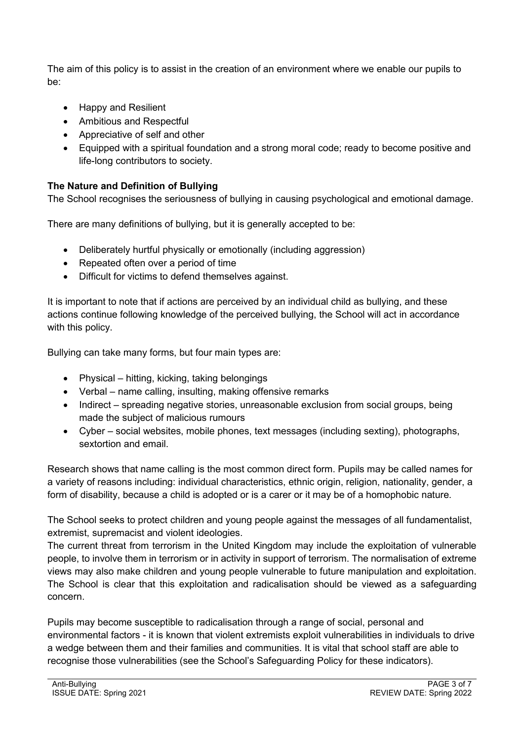The aim of this policy is to assist in the creation of an environment where we enable our pupils to be:

- Happy and Resilient
- Ambitious and Respectful
- Appreciative of self and other
- Equipped with a spiritual foundation and a strong moral code; ready to become positive and life-long contributors to society.

**The Nature and Definition of Bullying**

The School recognises the seriousness of bullying in causing psychological and emotional damage.

There are many definitions of bullying, but it is generally accepted to be:

- Deliberately hurtful physically or emotionally (including aggression)
- Repeated often over a period of time
- Difficult for victims to defend themselves against.

It is important to note that if actions are perceived by an individual child as bullying, and these actions continue following knowledge of the perceived bullying, the School will act in accordance with this policy.

Bullying can take many forms, but four main types are:

- Physical – hitting, kicking, taking belongings
- Verbal – name calling, insulting, making offensive remarks
- Indirect – spreading negative stories, unreasonable exclusion from social groups, being made the subject of malicious rumours
- Cyber – social websites, mobile phones, text messages (including sexting), photographs, sextortion and email.

Research shows that name calling is the most common direct form. Pupils may be called names for a variety of reasons including: individual characteristics, ethnic origin, religion, nationality, gender, a form of disability, because a child is adopted or is a carer or it may be of a homophobic nature.

The School seeks to protect children and young people against the messages of all fundamentalist, extremist, supremacist and violent ideologies.

The current threat from terrorism in the United Kingdom may include the exploitation of vulnerable people, to involve them in terrorism or in activity in support of terrorism. The normalisation of extreme views may also make children and young people vulnerable to future manipulation and exploitation. The School is clear that this exploitation and radicalisation should be viewed as a safeguarding concern.

Pupils may become susceptible to radicalisation through a range of social, personal and environmental factors - it is known that violent extremists exploit vulnerabilities in individuals to drive a wedge between them and their families and communities. It is vital that school staff are able to recognise those vulnerabilities (see the School's Safeguarding Policy for these indicators).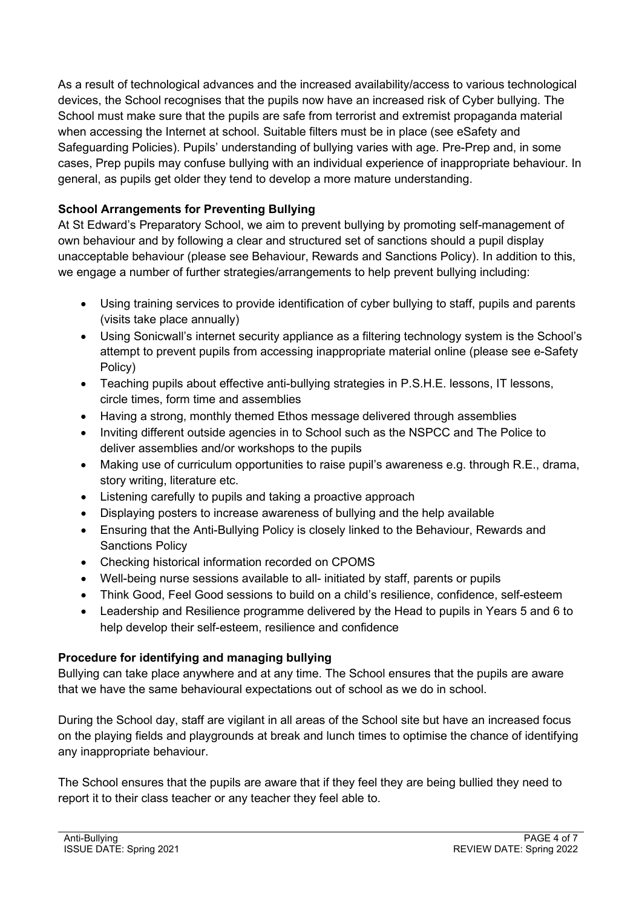As a result of technological advances and the increased availability/access to various technological devices, the School recognises that the pupils now have an increased risk of Cyber bullying. The School must make sure that the pupils are safe from terrorist and extremist propaganda material when accessing the Internet at school. Suitable filters must be in place (see eSafety and Safeguarding Policies). Pupils' understanding of bullying varies with age. Pre-Prep and, in some cases, Prep pupils may confuse bullying with an individual experience of inappropriate behaviour. In general, as pupils get older they tend to develop a more mature understanding.

**School Arrangements for Preventing Bullying**

At St Edward's Preparatory School, we aim to prevent bullying by promoting self-management of own behaviour and by following a clear and structured set of sanctions should a pupil display unacceptable behaviour (please see Behaviour, Rewards and Sanctions Policy). In addition to this, we engage a number of further strategies/arrangements to help prevent bullying including:

- Using training services to provide identification of cyber bullying to staff, pupils and parents (visits take place annually)
- Using Sonicwall's internet security appliance as a filtering technology system is the School's attempt to prevent pupils from accessing inappropriate material online (please see e-Safety Policy)
- Teaching pupils about effective anti-bullying strategies in P.S.H.E. lessons, IT lessons, circle times, form time and assemblies
- Having a strong, monthly themed Ethos message delivered through assemblies
- Inviting different outside agencies in to School such as the NSPCC and The Police to deliver assemblies and/or workshops to the pupils
- Making use of curriculum opportunities to raise pupil's awareness e.g. through R.E., drama, story writing, literature etc.
- Listening carefully to pupils and taking a proactive approach
- Displaying posters to increase awareness of bullying and the help available
- Ensuring that the Anti-Bullying Policy is closely linked to the Behaviour, Rewards and Sanctions Policy
- Checking historical information recorded on CPOMS
- Well-being nurse sessions available to all- initiated by staff, parents or pupils
- Think Good, Feel Good sessions to build on a child's resilience, confidence, self-esteem
- Leadership and Resilience programme delivered by the Head to pupils in Years 5 and 6 to help develop their self-esteem, resilience and confidence

**Procedure for identifying and managing bullying**

Bullying can take place anywhere and at any time. The School ensures that the pupils are aware that we have the same behavioural expectations out of school as we do in school.

During the School day, staff are vigilant in all areas of the School site but have an increased focus on the playing fields and playgrounds at break and lunch times to optimise the chance of identifying any inappropriate behaviour.

The School ensures that the pupils are aware that if they feel they are being bullied they need to report it to their class teacher or any teacher they feel able to.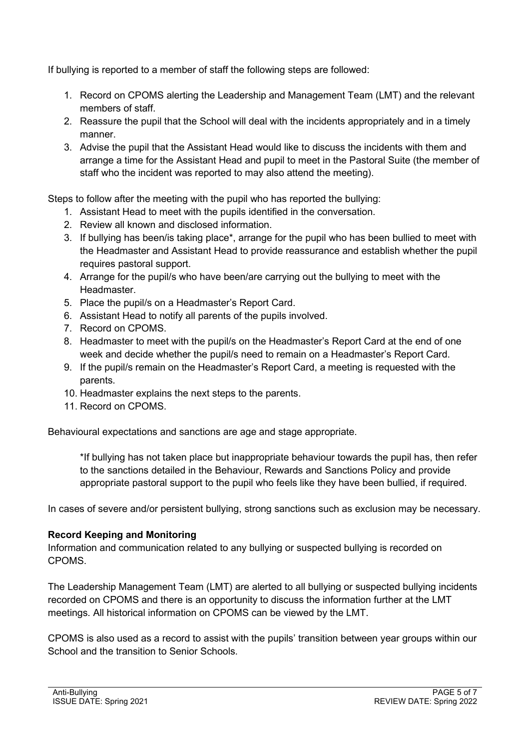If bullying is reported to a member of staff the following steps are followed:

1. Record on CPOMS alerting the Leadership and Management Team (LMT) and the relevant members of staff.
2. Reassure the pupil that the School will deal with the incidents appropriately and in a timely manner.
3. Advise the pupil that the Assistant Head would like to discuss the incidents with them and arrange a time for the Assistant Head and pupil to meet in the Pastoral Suite (the member of staff who the incident was reported to may also attend the meeting).

Steps to follow after the meeting with the pupil who has reported the bullying:

1. Assistant Head to meet with the pupils identified in the conversation.
2. Review all known and disclosed information.
3. If bullying has been/is taking place*, arrange for the pupil who has been bullied to meet with the Headmaster and Assistant Head to provide reassurance and establish whether the pupil requires pastoral support.
4. Arrange for the pupil/s who have been/are carrying out the bullying to meet with the Headmaster.
5. Place the pupil/s on a Headmaster's Report Card.
6. Assistant Head to notify all parents of the pupils involved.
7. Record on CPOMS.
8. Headmaster to meet with the pupil/s on the Headmaster's Report Card at the end of one week and decide whether the pupil/s need to remain on a Headmaster's Report Card.
9. If the pupil/s remain on the Headmaster's Report Card, a meeting is requested with the parents.
10. Headmaster explains the next steps to the parents.
11. Record on CPOMS.

Behavioural expectations and sanctions are age and stage appropriate.

> *If bullying has not taken place but inappropriate behaviour towards the pupil has, then refer to the sanctions detailed in the Behaviour, Rewards and Sanctions Policy and provide appropriate pastoral support to the pupil who feels like they have been bullied, if required.

In cases of severe and/or persistent bullying, strong sanctions such as exclusion may be necessary.

**Record Keeping and Monitoring**

Information and communication related to any bullying or suspected bullying is recorded on CPOMS.

The Leadership Management Team (LMT) are alerted to all bullying or suspected bullying incidents recorded on CPOMS and there is an opportunity to discuss the information further at the LMT meetings. All historical information on CPOMS can be viewed by the LMT.

CPOMS is also used as a record to assist with the pupils' transition between year groups within our School and the transition to Senior Schools.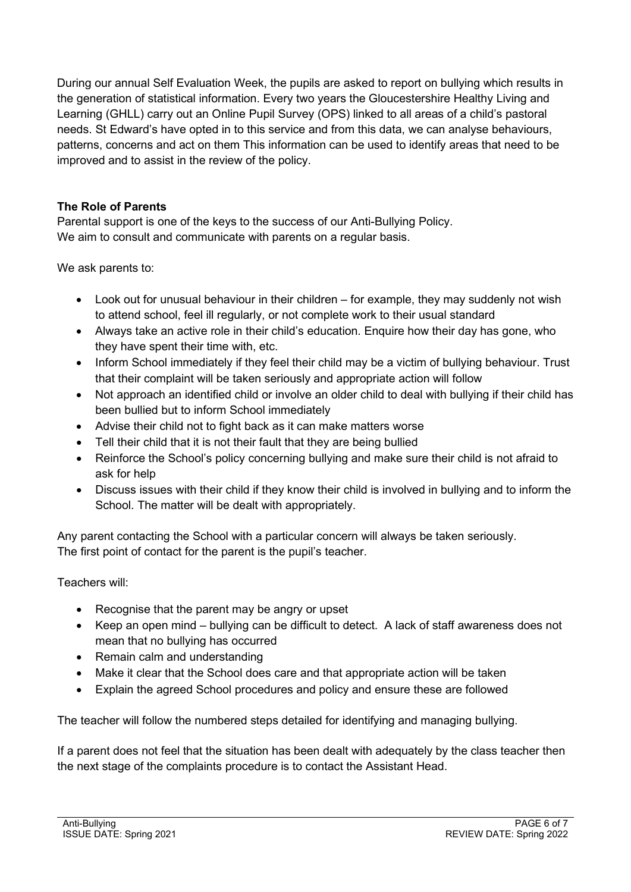During our annual Self Evaluation Week, the pupils are asked to report on bullying which results in the generation of statistical information. Every two years the Gloucestershire Healthy Living and Learning (GHLL) carry out an Online Pupil Survey (OPS) linked to all areas of a child's pastoral needs. St Edward's have opted in to this service and from this data, we can analyse behaviours, patterns, concerns and act on them This information can be used to identify areas that need to be improved and to assist in the review of the policy.

**The Role of Parents**

Parental support is one of the keys to the success of our Anti-Bullying Policy.
We aim to consult and communicate with parents on a regular basis.

We ask parents to:

- Look out for unusual behaviour in their children – for example, they may suddenly not wish to attend school, feel ill regularly, or not complete work to their usual standard
- Always take an active role in their child's education. Enquire how their day has gone, who they have spent their time with, etc.
- Inform School immediately if they feel their child may be a victim of bullying behaviour. Trust that their complaint will be taken seriously and appropriate action will follow
- Not approach an identified child or involve an older child to deal with bullying if their child has been bullied but to inform School immediately
- Advise their child not to fight back as it can make matters worse
- Tell their child that it is not their fault that they are being bullied
- Reinforce the School's policy concerning bullying and make sure their child is not afraid to ask for help
- Discuss issues with their child if they know their child is involved in bullying and to inform the School. The matter will be dealt with appropriately.

Any parent contacting the School with a particular concern will always be taken seriously.
The first point of contact for the parent is the pupil's teacher.

Teachers will:

- Recognise that the parent may be angry or upset
- Keep an open mind – bullying can be difficult to detect. A lack of staff awareness does not mean that no bullying has occurred
- Remain calm and understanding
- Make it clear that the School does care and that appropriate action will be taken
- Explain the agreed School procedures and policy and ensure these are followed

The teacher will follow the numbered steps detailed for identifying and managing bullying.

If a parent does not feel that the situation has been dealt with adequately by the class teacher then the next stage of the complaints procedure is to contact the Assistant Head.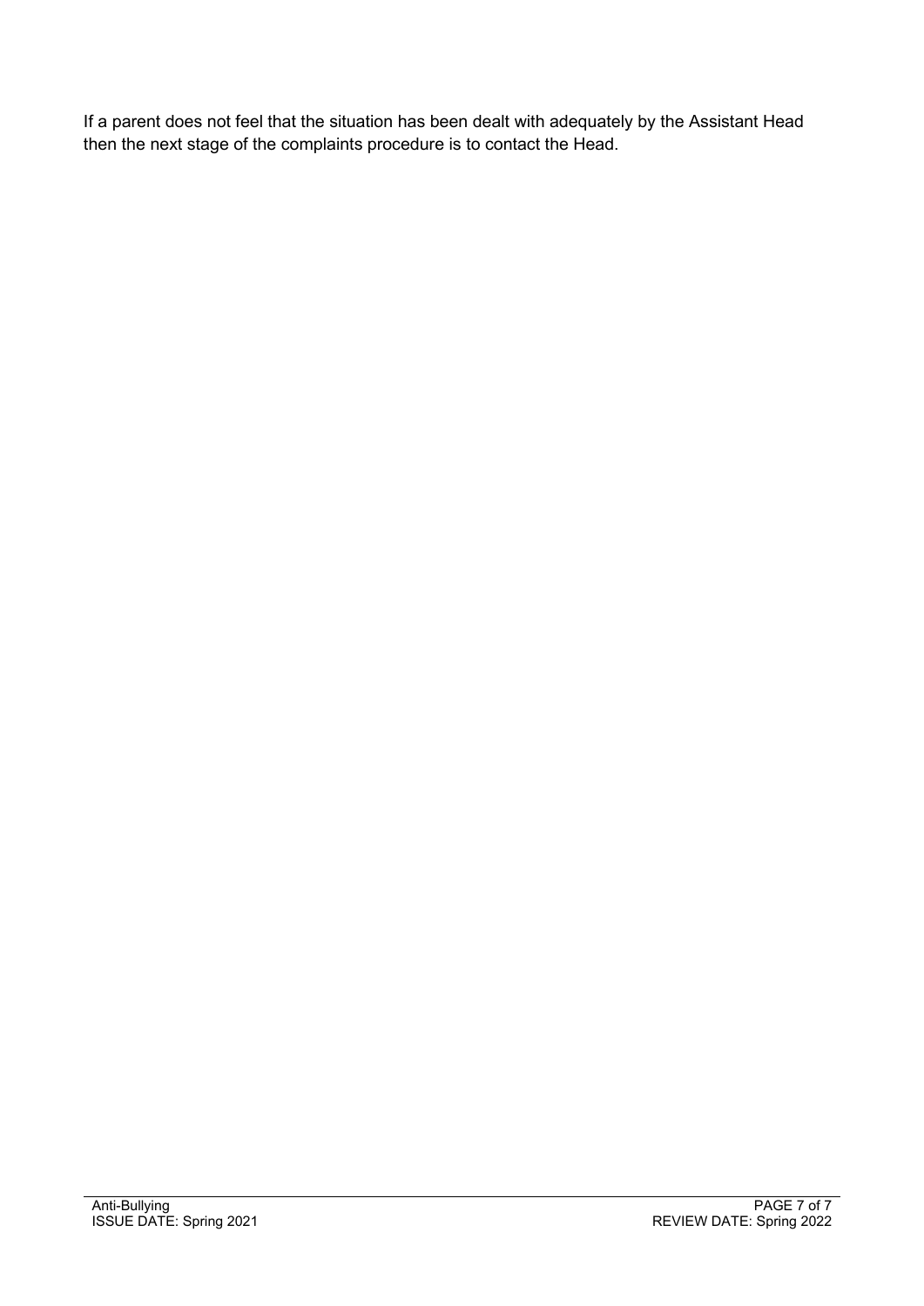If a parent does not feel that the situation has been dealt with adequately by the Assistant Head then the next stage of the complaints procedure is to contact the Head.